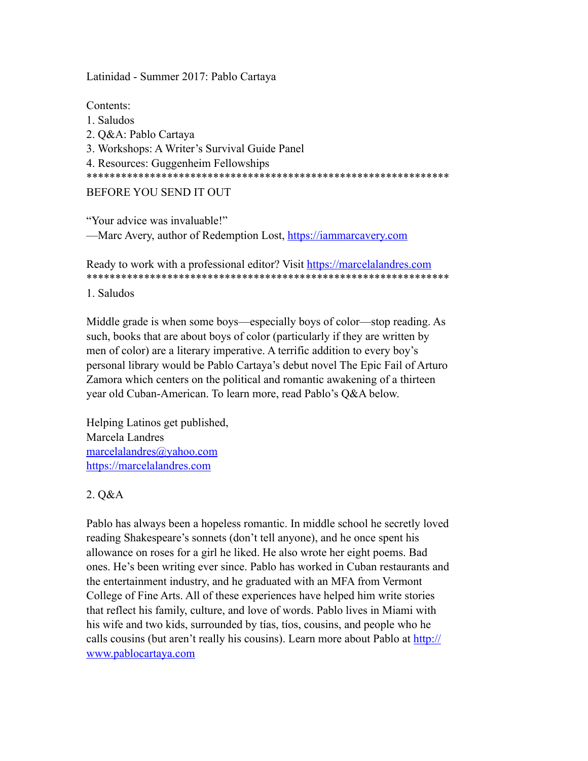Latinidad - Summer 2017: Pablo Cartaya

Contents:
1. Saludos
2. Q&A: Pablo Cartaya
3. Workshops: A Writer's Survival Guide Panel
4. Resources: Guggenheim Fellowships

****************************************************************

BEFORE YOU SEND IT OUT

"Your advice was invaluable!"
—Marc Avery, author of Redemption Lost, https://iammarcavery.com

Ready to work with a professional editor? Visit https://marcelalandres.com

****************************************************************

1. Saludos

Middle grade is when some boys—especially boys of color—stop reading. As such, books that are about boys of color (particularly if they are written by men of color) are a literary imperative. A terrific addition to every boy's personal library would be Pablo Cartaya's debut novel The Epic Fail of Arturo Zamora which centers on the political and romantic awakening of a thirteen year old Cuban-American. To learn more, read Pablo's Q&A below.

Helping Latinos get published,
Marcela Landres
marcelalandres@yahoo.com
https://marcelalandres.com

2. Q&A

Pablo has always been a hopeless romantic. In middle school he secretly loved reading Shakespeare's sonnets (don't tell anyone), and he once spent his allowance on roses for a girl he liked. He also wrote her eight poems. Bad ones. He's been writing ever since. Pablo has worked in Cuban restaurants and the entertainment industry, and he graduated with an MFA from Vermont College of Fine Arts. All of these experiences have helped him write stories that reflect his family, culture, and love of words. Pablo lives in Miami with his wife and two kids, surrounded by tías, tíos, cousins, and people who he calls cousins (but aren't really his cousins). Learn more about Pablo at http://www.pablocartaya.com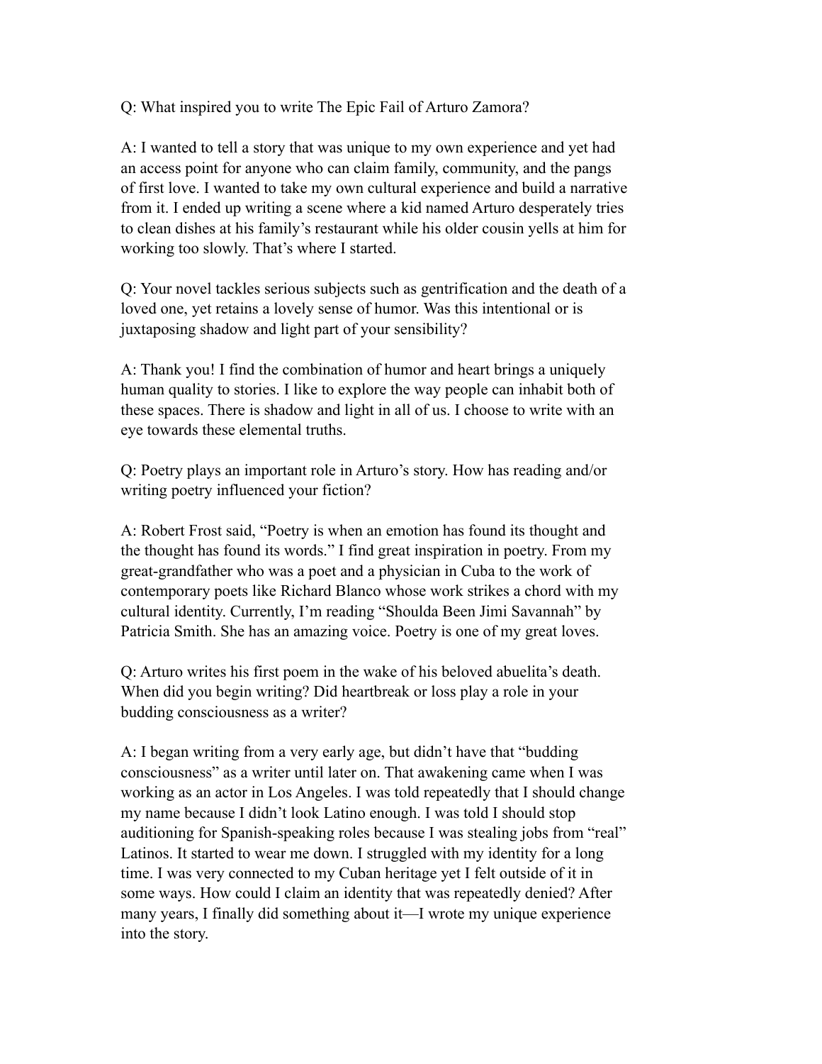Q: What inspired you to write The Epic Fail of Arturo Zamora?

A: I wanted to tell a story that was unique to my own experience and yet had an access point for anyone who can claim family, community, and the pangs of first love. I wanted to take my own cultural experience and build a narrative from it. I ended up writing a scene where a kid named Arturo desperately tries to clean dishes at his family's restaurant while his older cousin yells at him for working too slowly. That's where I started.

Q: Your novel tackles serious subjects such as gentrification and the death of a loved one, yet retains a lovely sense of humor. Was this intentional or is juxtaposing shadow and light part of your sensibility?

A: Thank you! I find the combination of humor and heart brings a uniquely human quality to stories. I like to explore the way people can inhabit both of these spaces. There is shadow and light in all of us. I choose to write with an eye towards these elemental truths.

Q: Poetry plays an important role in Arturo's story. How has reading and/or writing poetry influenced your fiction?

A: Robert Frost said, "Poetry is when an emotion has found its thought and the thought has found its words." I find great inspiration in poetry. From my great-grandfather who was a poet and a physician in Cuba to the work of contemporary poets like Richard Blanco whose work strikes a chord with my cultural identity. Currently, I'm reading "Shoulda Been Jimi Savannah" by Patricia Smith. She has an amazing voice. Poetry is one of my great loves.

Q: Arturo writes his first poem in the wake of his beloved abuelita's death. When did you begin writing? Did heartbreak or loss play a role in your budding consciousness as a writer?

A: I began writing from a very early age, but didn't have that "budding consciousness" as a writer until later on. That awakening came when I was working as an actor in Los Angeles. I was told repeatedly that I should change my name because I didn't look Latino enough. I was told I should stop auditioning for Spanish-speaking roles because I was stealing jobs from "real" Latinos. It started to wear me down. I struggled with my identity for a long time. I was very connected to my Cuban heritage yet I felt outside of it in some ways. How could I claim an identity that was repeatedly denied? After many years, I finally did something about it—I wrote my unique experience into the story.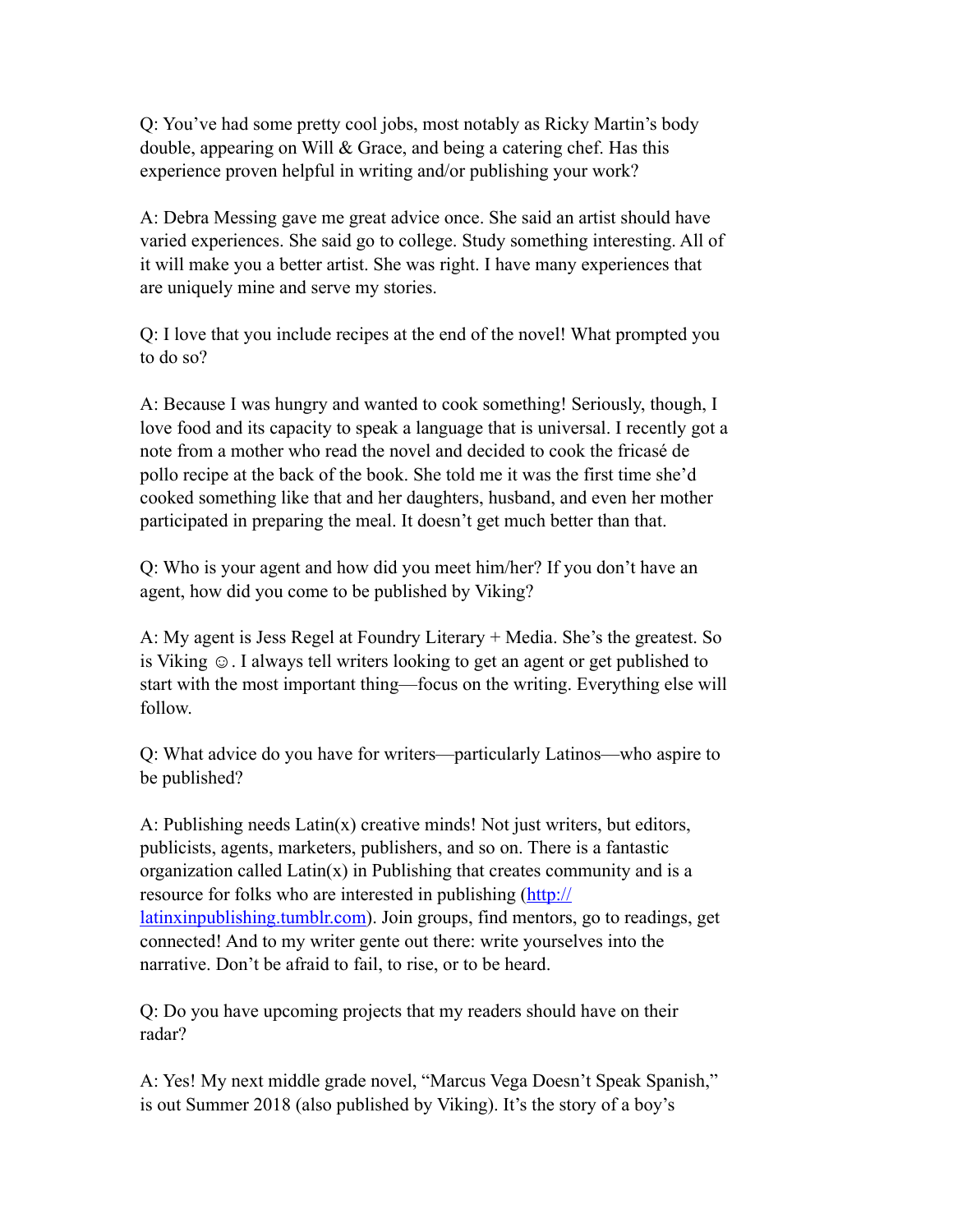Q: You've had some pretty cool jobs, most notably as Ricky Martin's body double, appearing on Will & Grace, and being a catering chef. Has this experience proven helpful in writing and/or publishing your work?

A: Debra Messing gave me great advice once. She said an artist should have varied experiences. She said go to college. Study something interesting. All of it will make you a better artist. She was right. I have many experiences that are uniquely mine and serve my stories.

Q: I love that you include recipes at the end of the novel! What prompted you to do so?

A: Because I was hungry and wanted to cook something! Seriously, though, I love food and its capacity to speak a language that is universal. I recently got a note from a mother who read the novel and decided to cook the fricasé de pollo recipe at the back of the book. She told me it was the first time she'd cooked something like that and her daughters, husband, and even her mother participated in preparing the meal. It doesn't get much better than that.

Q: Who is your agent and how did you meet him/her? If you don't have an agent, how did you come to be published by Viking?

A: My agent is Jess Regel at Foundry Literary + Media. She's the greatest. So is Viking ☺. I always tell writers looking to get an agent or get published to start with the most important thing—focus on the writing. Everything else will follow.

Q: What advice do you have for writers—particularly Latinos—who aspire to be published?

A: Publishing needs Latin(x) creative minds! Not just writers, but editors, publicists, agents, marketers, publishers, and so on. There is a fantastic organization called Latin(x) in Publishing that creates community and is a resource for folks who are interested in publishing ([http://latinxinpublishing.tumblr.com](http://latinxinpublishing.tumblr.com)). Join groups, find mentors, go to readings, get connected! And to my writer gente out there: write yourselves into the narrative. Don't be afraid to fail, to rise, or to be heard.

Q: Do you have upcoming projects that my readers should have on their radar?

A: Yes! My next middle grade novel, "Marcus Vega Doesn't Speak Spanish," is out Summer 2018 (also published by Viking). It's the story of a boy's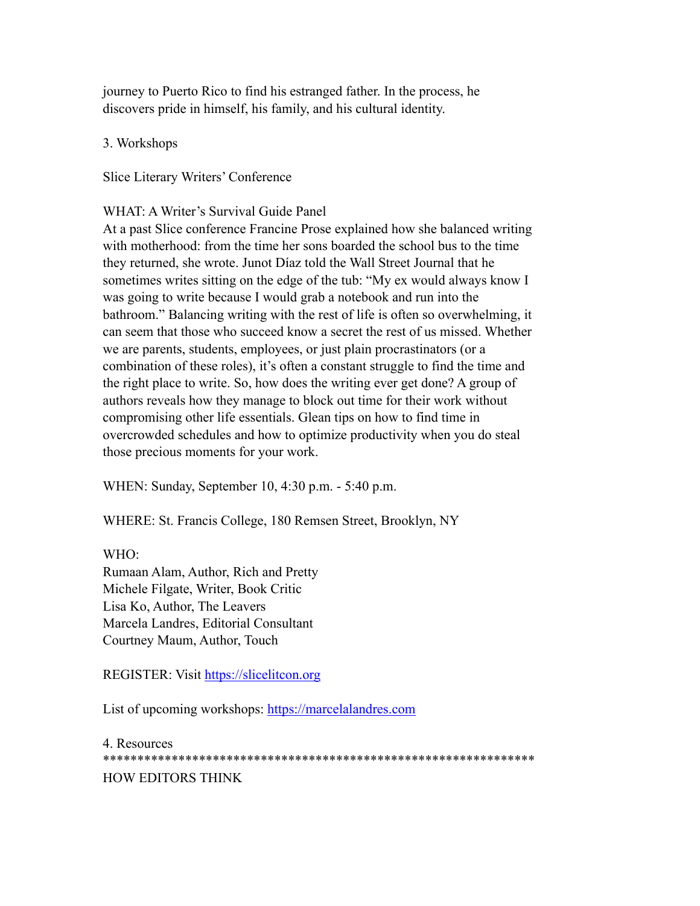journey to Puerto Rico to find his estranged father. In the process, he discovers pride in himself, his family, and his cultural identity.

3. Workshops

Slice Literary Writers' Conference

WHAT: A Writer's Survival Guide Panel
At a past Slice conference Francine Prose explained how she balanced writing with motherhood: from the time her sons boarded the school bus to the time they returned, she wrote. Junot Díaz told the Wall Street Journal that he sometimes writes sitting on the edge of the tub: "My ex would always know I was going to write because I would grab a notebook and run into the bathroom." Balancing writing with the rest of life is often so overwhelming, it can seem that those who succeed know a secret the rest of us missed. Whether we are parents, students, employees, or just plain procrastinators (or a combination of these roles), it's often a constant struggle to find the time and the right place to write. So, how does the writing ever get done? A group of authors reveals how they manage to block out time for their work without compromising other life essentials. Glean tips on how to find time in overcrowded schedules and how to optimize productivity when you do steal those precious moments for your work.

WHEN: Sunday, September 10, 4:30 p.m. - 5:40 p.m.

WHERE: St. Francis College, 180 Remsen Street, Brooklyn, NY

WHO:
Rumaan Alam, Author, Rich and Pretty
Michele Filgate, Writer, Book Critic
Lisa Ko, Author, The Leavers
Marcela Landres, Editorial Consultant
Courtney Maum, Author, Touch

REGISTER: Visit [https://slicelitcon.org](https://slicelitcon.org)

List of upcoming workshops: [https://marcelalandres.com](https://marcelalandres.com)

4. Resources
*****************************************************************

HOW EDITORS THINK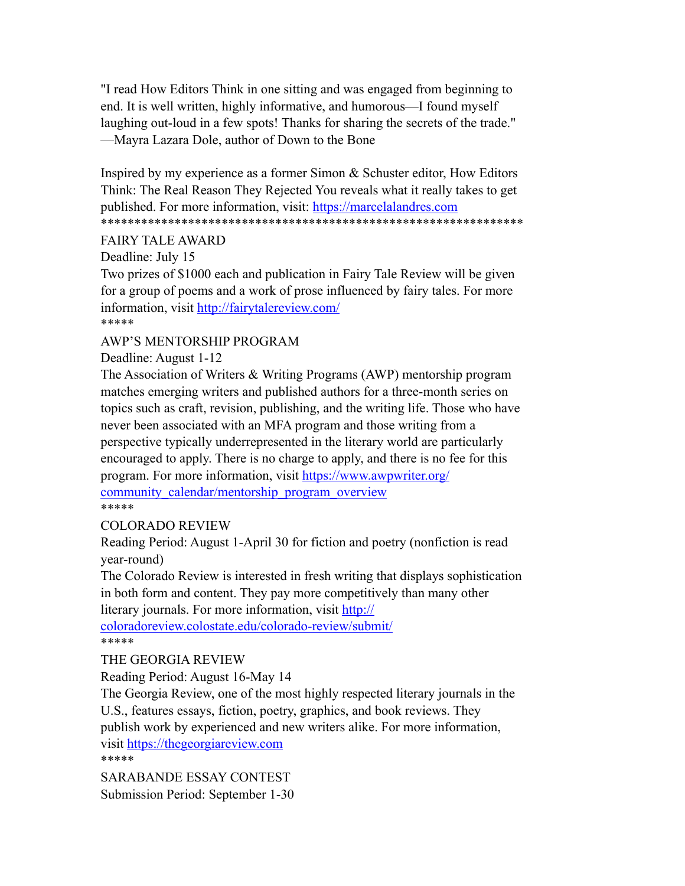"I read How Editors Think in one sitting and was engaged from beginning to end. It is well written, highly informative, and humorous—I found myself laughing out-loud in a few spots! Thanks for sharing the secrets of the trade." —Mayra Lazara Dole, author of Down to the Bone

Inspired by my experience as a former Simon & Schuster editor, How Editors Think: The Real Reason They Rejected You reveals what it really takes to get published. For more information, visit: https://marcelalandres.com

***************************************************************

FAIRY TALE AWARD

Deadline: July 15

Two prizes of $1000 each and publication in Fairy Tale Review will be given for a group of poems and a work of prose influenced by fairy tales. For more information, visit http://fairytalereview.com/

*****

AWP'S MENTORSHIP PROGRAM

Deadline: August 1-12

The Association of Writers & Writing Programs (AWP) mentorship program matches emerging writers and published authors for a three-month series on topics such as craft, revision, publishing, and the writing life. Those who have never been associated with an MFA program and those writing from a perspective typically underrepresented in the literary world are particularly encouraged to apply. There is no charge to apply, and there is no fee for this program. For more information, visit https://www.awpwriter.org/community_calendar/mentorship_program_overview

*****

COLORADO REVIEW

Reading Period: August 1-April 30 for fiction and poetry (nonfiction is read year-round)

The Colorado Review is interested in fresh writing that displays sophistication in both form and content. They pay more competitively than many other literary journals. For more information, visit http://coloradoreview.colostate.edu/colorado-review/submit/

*****

THE GEORGIA REVIEW

Reading Period: August 16-May 14

The Georgia Review, one of the most highly respected literary journals in the U.S., features essays, fiction, poetry, graphics, and book reviews. They publish work by experienced and new writers alike. For more information, visit https://thegeorgiareview.com

*****

SARABANDE ESSAY CONTEST

Submission Period: September 1-30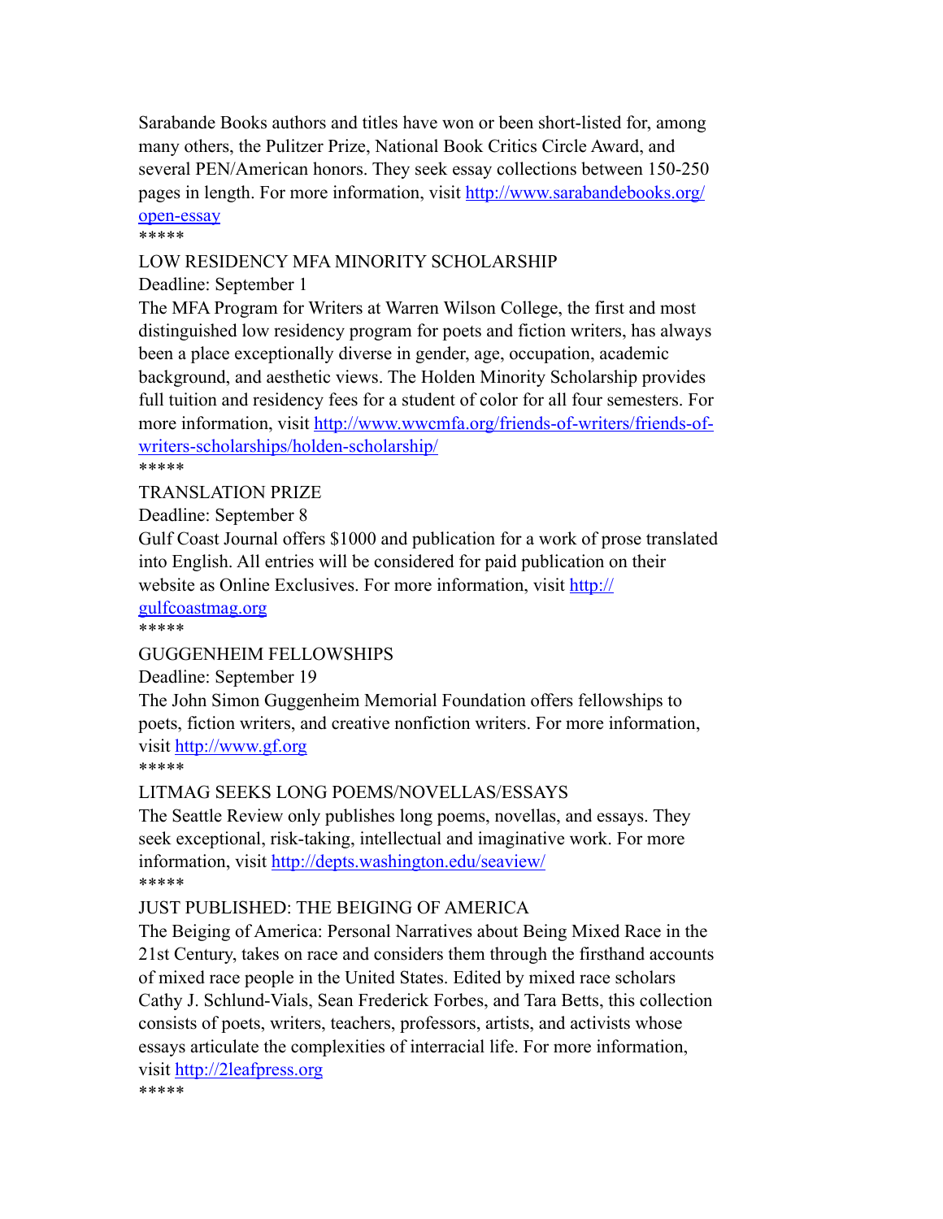Sarabande Books authors and titles have won or been short-listed for, among many others, the Pulitzer Prize, National Book Critics Circle Award, and several PEN/American honors. They seek essay collections between 150-250 pages in length. For more information, visit http://www.sarabandebooks.org/open-essay

*****

LOW RESIDENCY MFA MINORITY SCHOLARSHIP

Deadline: September 1

The MFA Program for Writers at Warren Wilson College, the first and most distinguished low residency program for poets and fiction writers, has always been a place exceptionally diverse in gender, age, occupation, academic background, and aesthetic views. The Holden Minority Scholarship provides full tuition and residency fees for a student of color for all four semesters. For more information, visit http://www.wwcmfa.org/friends-of-writers/friends-of-writers-scholarships/holden-scholarship/

*****

TRANSLATION PRIZE

Deadline: September 8

Gulf Coast Journal offers $1000 and publication for a work of prose translated into English. All entries will be considered for paid publication on their website as Online Exclusives. For more information, visit http://gulfcoastmag.org

*****

GUGGENHEIM FELLOWSHIPS

Deadline: September 19

The John Simon Guggenheim Memorial Foundation offers fellowships to poets, fiction writers, and creative nonfiction writers. For more information, visit http://www.gf.org

*****

LITMAG SEEKS LONG POEMS/NOVELLAS/ESSAYS

The Seattle Review only publishes long poems, novellas, and essays. They seek exceptional, risk-taking, intellectual and imaginative work. For more information, visit http://depts.washington.edu/seaview/

*****

JUST PUBLISHED: THE BEIGING OF AMERICA

The Beiging of America: Personal Narratives about Being Mixed Race in the 21st Century, takes on race and considers them through the firsthand accounts of mixed race people in the United States. Edited by mixed race scholars Cathy J. Schlund-Vials, Sean Frederick Forbes, and Tara Betts, this collection consists of poets, writers, teachers, professors, artists, and activists whose essays articulate the complexities of interracial life. For more information, visit http://2leafpress.org

*****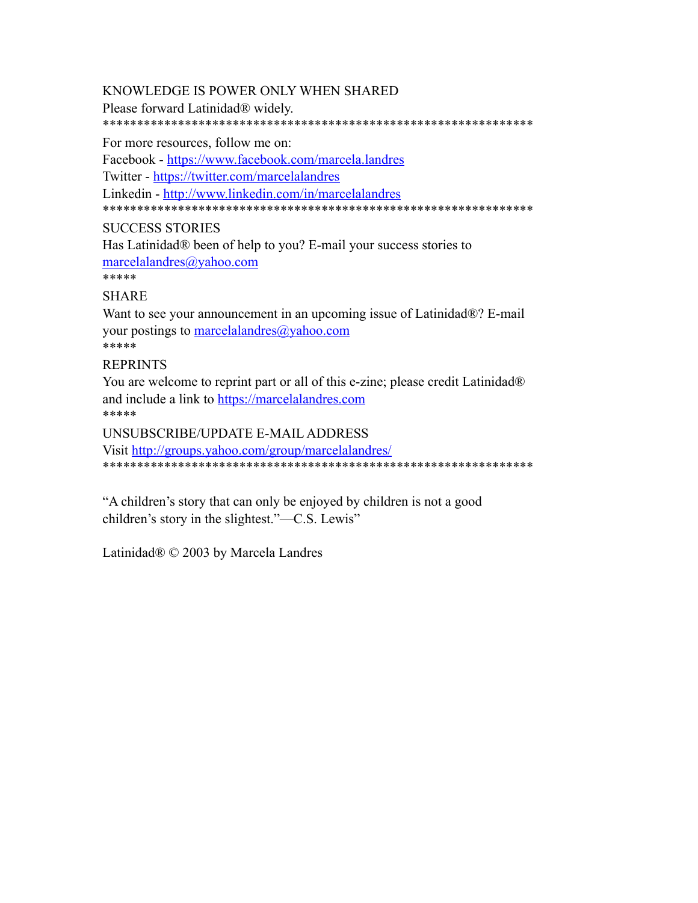KNOWLEDGE IS POWER ONLY WHEN SHARED

Please forward Latinidad® widely.

****************************************************************

For more resources, follow me on:

Facebook - https://www.facebook.com/marcela.landres

Twitter - https://twitter.com/marcelalandres

Linkedin - http://www.linkedin.com/in/marcelalandres

****************************************************************

SUCCESS STORIES

Has Latinidad® been of help to you? E-mail your success stories to marcelalandres@yahoo.com

*****

SHARE

Want to see your announcement in an upcoming issue of Latinidad®? E-mail your postings to marcelalandres@yahoo.com

*****

REPRINTS

You are welcome to reprint part or all of this e-zine; please credit Latinidad® and include a link to https://marcelalandres.com

*****

UNSUBSCRIBE/UPDATE E-MAIL ADDRESS

Visit http://groups.yahoo.com/group/marcelalandres/

****************************************************************

"A children's story that can only be enjoyed by children is not a good children's story in the slightest."—C.S. Lewis"

Latinidad® © 2003 by Marcela Landres